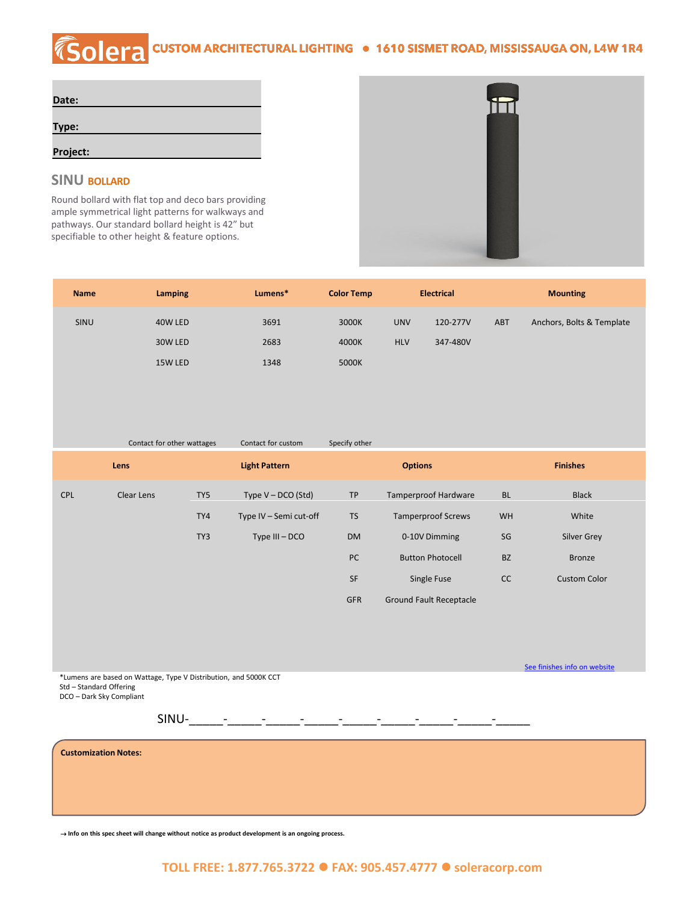**Solera** CUSTOM ARCHITECTURAL LIGHTING ● 1610 SISMET ROAD, MISSISSAUGA ON, L4W 1R4

**Date:**

**Type:**

**Project:**

## SINU BOLLARD

Round bollard with flat top and deco bars providing ample symmetrical light patterns for walkways and pathways. Our standard bollard height is 42" but specifiable to other height & feature options.

| Name | Lamping | Lumens* | Color Temp | Electrical | | Mounting | |
|---|---|---|---|---|---|---|---|
| SINU | 40W LED | 3691 | 3000K | UNV | 120-277V | ABT | Anchors, Bolts & Template |
| | 30W LED | 2683 | 4000K | HLV | 347-480V | | |
| | 15W LED | 1348 | 5000K | | | | |
| | Contact for other wattages | Contact for custom | Specify other | | | | |

| Lens | | Light Pattern | | Options | | Finishes | |
|---|---|---|---|---|---|---|---|
| CPL | Clear Lens | TY5 | Type V – DCO (Std) | TP | Tamperproof Hardware | BL | Black |
| | | TY4 | Type IV – Semi cut-off | TS | Tamperproof Screws | WH | White |
| | | TY3 | Type III – DCO | DM | 0-10V Dimming | SG | Silver Grey |
| | | | | PC | Button Photocell | BZ | Bronze |
| | | | | SF | Single Fuse | CC | Custom Color |
| | | | | GFR | Ground Fault Receptacle | | |

See finishes info on website

*Lumens are based on Wattage, Type V Distribution, and 5000K CCT
Std – Standard Offering
DCO – Dark Sky Compliant

SINU-_____-_____-_____-_____-_____-_____-_____-_____-_____

**Customization Notes:**

→ **Info on this spec sheet will change without notice as product development is an ongoing process.**

TOLL FREE: 1.877.765.3722 ● FAX: 905.457.4777 ● soleracorp.com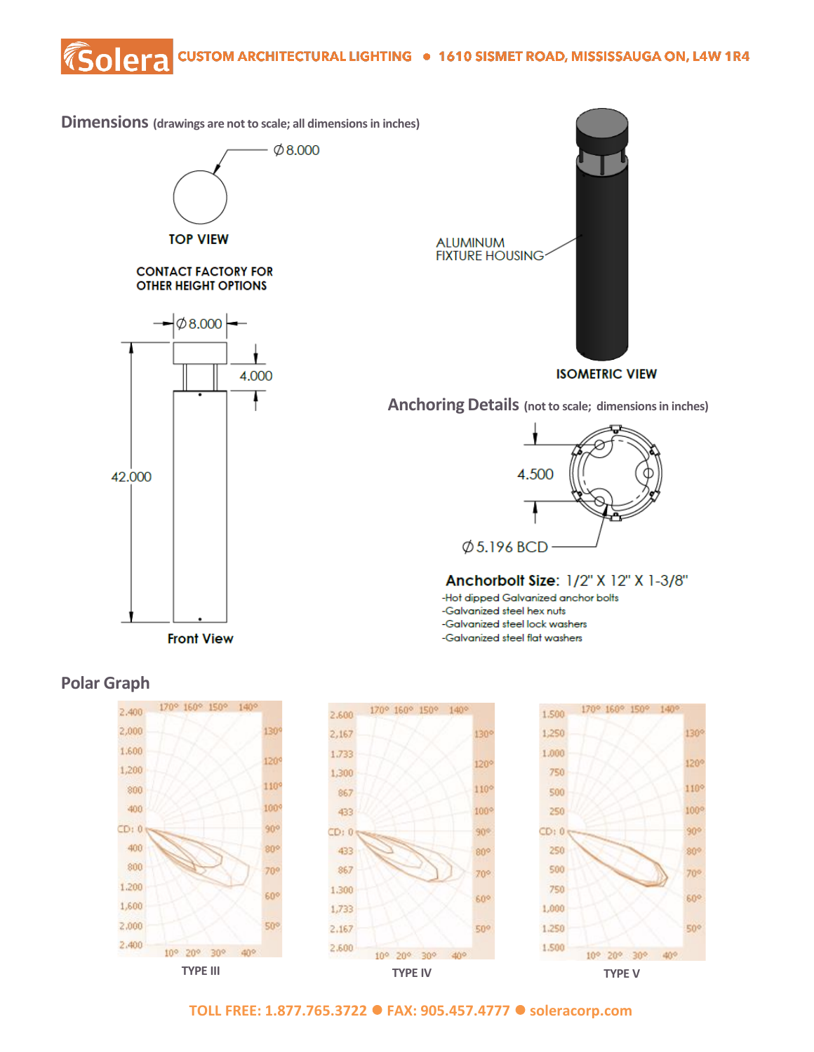## Dimensions (drawings are not to scale; all dimensions in inches)

Ø8.000

TOP VIEW

CONTACT FACTORY FOR OTHER HEIGHT OPTIONS

Ø8.000

4.000

42.000

Front View

ALUMINUM FIXTURE HOUSING

ISOMETRIC VIEW

## Anchoring Details (not to scale; dimensions in inches)

4.500

Ø5.196 BCD

**Anchorbolt Size:** 1/2" X 12" X 1-3/8"

- Hot dipped Galvanized anchor bolts
- Galvanized steel hex nuts
- Galvanized steel lock washers
- Galvanized steel flat washers

## Polar Graph

2,400
2,000
1,600
1,200
800
400
CD: 0
400
800
1,200
1,600
2,000
2,400
170° 160° 150° 140°
130°
120°
110°
100°
90°
80°
70°
60°
50°
10° 20° 30° 40°

TYPE III

2,600
2,167
1,733
1,300
867
433
CD: 0
433
867
1,300
1,733
2,167
2,600
170° 160° 150° 140°
130°
120°
110°
100°
90°
80°
70°
60°
50°
10° 20° 30° 40°

TYPE IV

1,500
1,250
1,000
750
500
250
CD: 0
250
500
750
1,000
1,250
1,500
170° 160° 150° 140°
130°
120°
110°
100°
90°
80°
70°
60°
50°
10° 20° 30° 40°

TYPE V